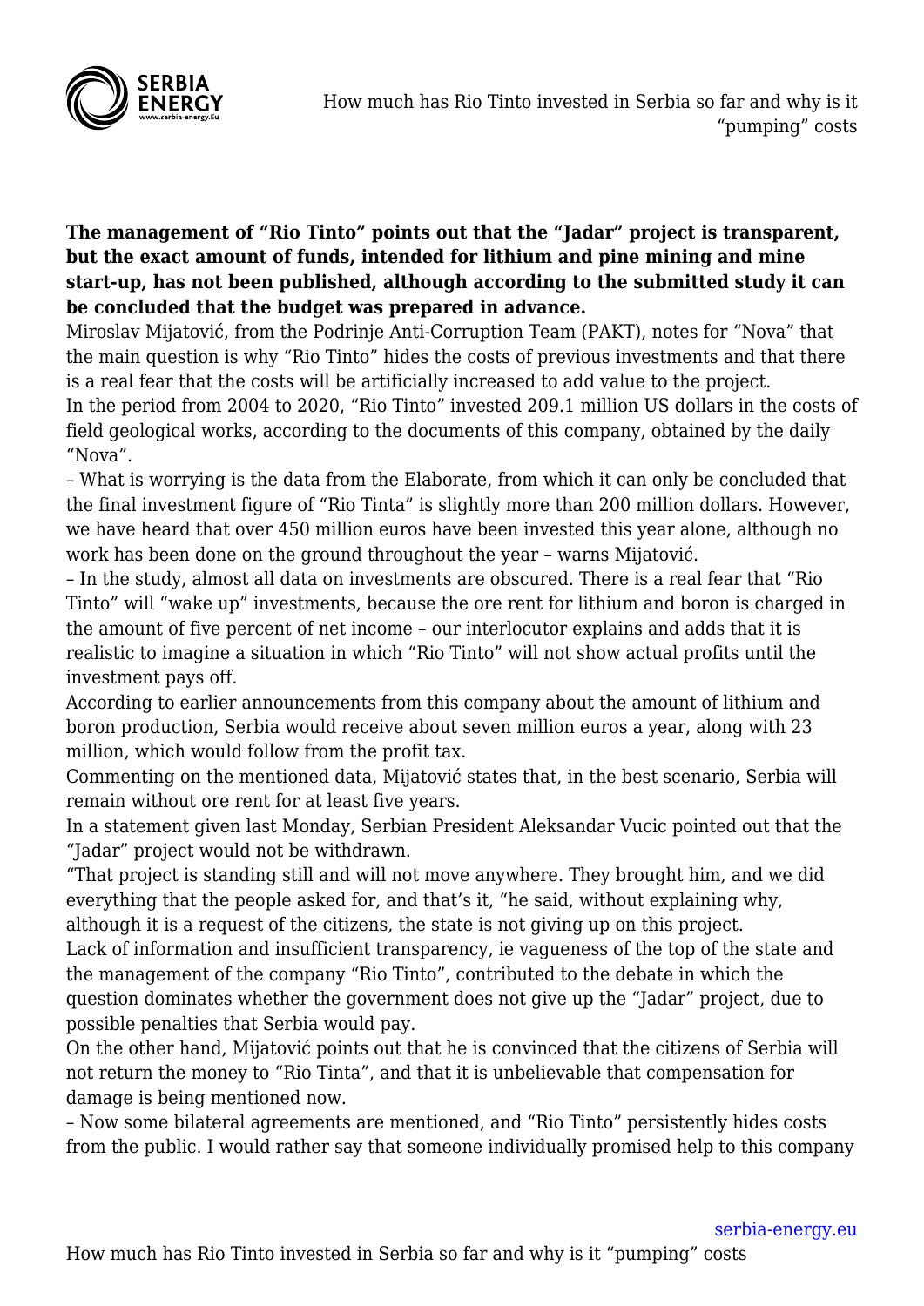**The management of "Rio Tinto" points out that the "Jadar" project is transparent, but the exact amount of funds, intended for lithium and pine mining and mine start-up, has not been published, although according to the submitted study it can be concluded that the budget was prepared in advance.**

Miroslav Mijatović, from the Podrinje Anti-Corruption Team (PAKT), notes for "Nova" that the main question is why "Rio Tinto" hides the costs of previous investments and that there is a real fear that the costs will be artificially increased to add value to the project.

In the period from 2004 to 2020, "Rio Tinto" invested 209.1 million US dollars in the costs of field geological works, according to the documents of this company, obtained by the daily "Nova".

– What is worrying is the data from the Elaborate, from which it can only be concluded that the final investment figure of "Rio Tinta" is slightly more than 200 million dollars. However, we have heard that over 450 million euros have been invested this year alone, although no work has been done on the ground throughout the year – warns Mijatović.

– In the study, almost all data on investments are obscured. There is a real fear that "Rio Tinto" will "wake up" investments, because the ore rent for lithium and boron is charged in the amount of five percent of net income – our interlocutor explains and adds that it is realistic to imagine a situation in which "Rio Tinto" will not show actual profits until the investment pays off.

According to earlier announcements from this company about the amount of lithium and boron production, Serbia would receive about seven million euros a year, along with 23 million, which would follow from the profit tax.

Commenting on the mentioned data, Mijatović states that, in the best scenario, Serbia will remain without ore rent for at least five years.

In a statement given last Monday, Serbian President Aleksandar Vucic pointed out that the "Jadar" project would not be withdrawn.

"That project is standing still and will not move anywhere. They brought him, and we did everything that the people asked for, and that's it, "he said, without explaining why, although it is a request of the citizens, the state is not giving up on this project.

Lack of information and insufficient transparency, ie vagueness of the top of the state and the management of the company "Rio Tinto", contributed to the debate in which the question dominates whether the government does not give up the "Jadar" project, due to possible penalties that Serbia would pay.

On the other hand, Mijatović points out that he is convinced that the citizens of Serbia will not return the money to "Rio Tinta", and that it is unbelievable that compensation for damage is being mentioned now.

– Now some bilateral agreements are mentioned, and "Rio Tinto" persistently hides costs from the public. I would rather say that someone individually promised help to this company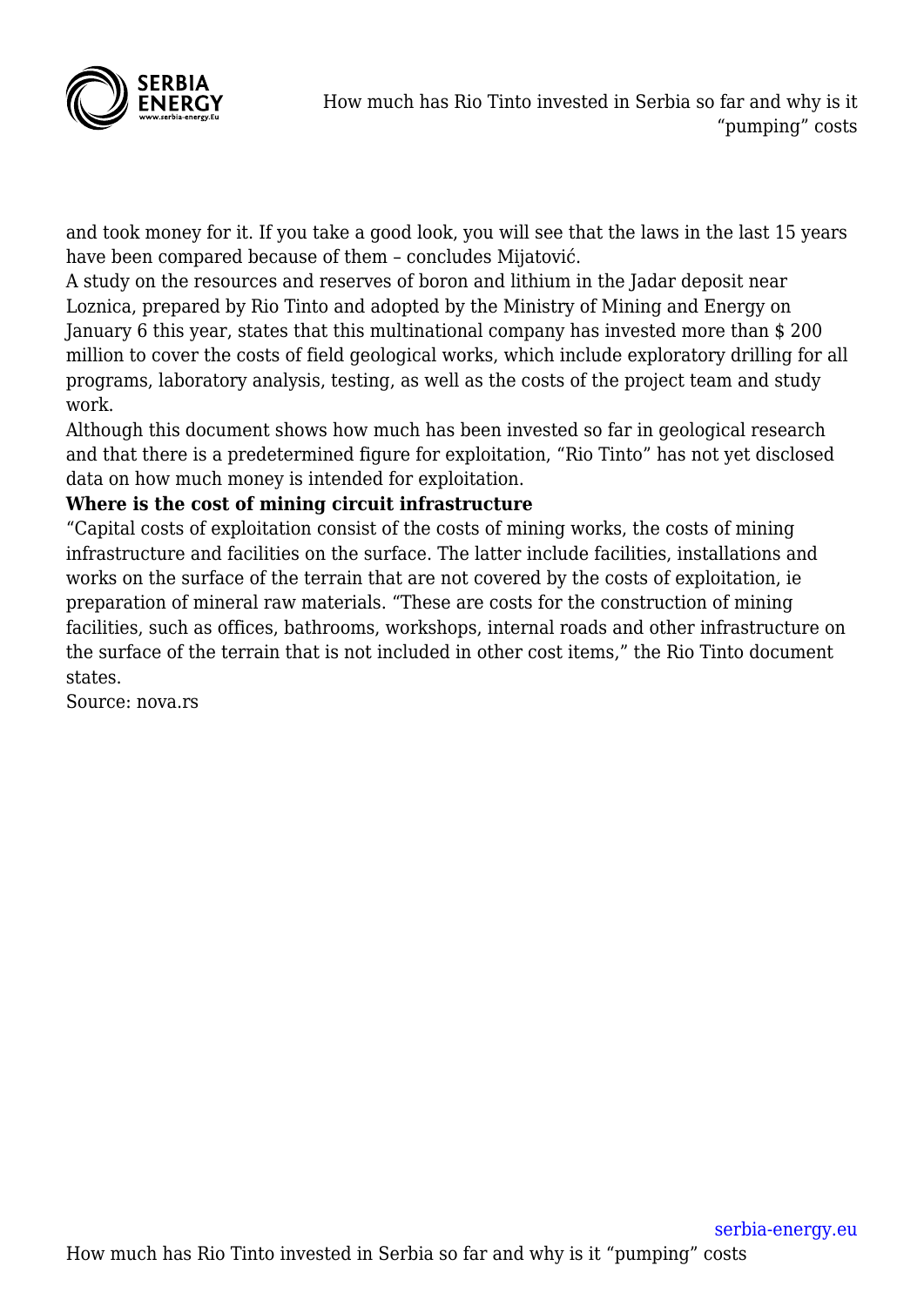and took money for it. If you take a good look, you will see that the laws in the last 15 years have been compared because of them – concludes Mijatović.

A study on the resources and reserves of boron and lithium in the Jadar deposit near Loznica, prepared by Rio Tinto and adopted by the Ministry of Mining and Energy on January 6 this year, states that this multinational company has invested more than $ 200 million to cover the costs of field geological works, which include exploratory drilling for all programs, laboratory analysis, testing, as well as the costs of the project team and study work.

Although this document shows how much has been invested so far in geological research and that there is a predetermined figure for exploitation, "Rio Tinto" has not yet disclosed data on how much money is intended for exploitation.

**Where is the cost of mining circuit infrastructure**

"Capital costs of exploitation consist of the costs of mining works, the costs of mining infrastructure and facilities on the surface. The latter include facilities, installations and works on the surface of the terrain that are not covered by the costs of exploitation, ie preparation of mineral raw materials. "These are costs for the construction of mining facilities, such as offices, bathrooms, workshops, internal roads and other infrastructure on the surface of the terrain that is not included in other cost items," the Rio Tinto document states.

Source: nova.rs